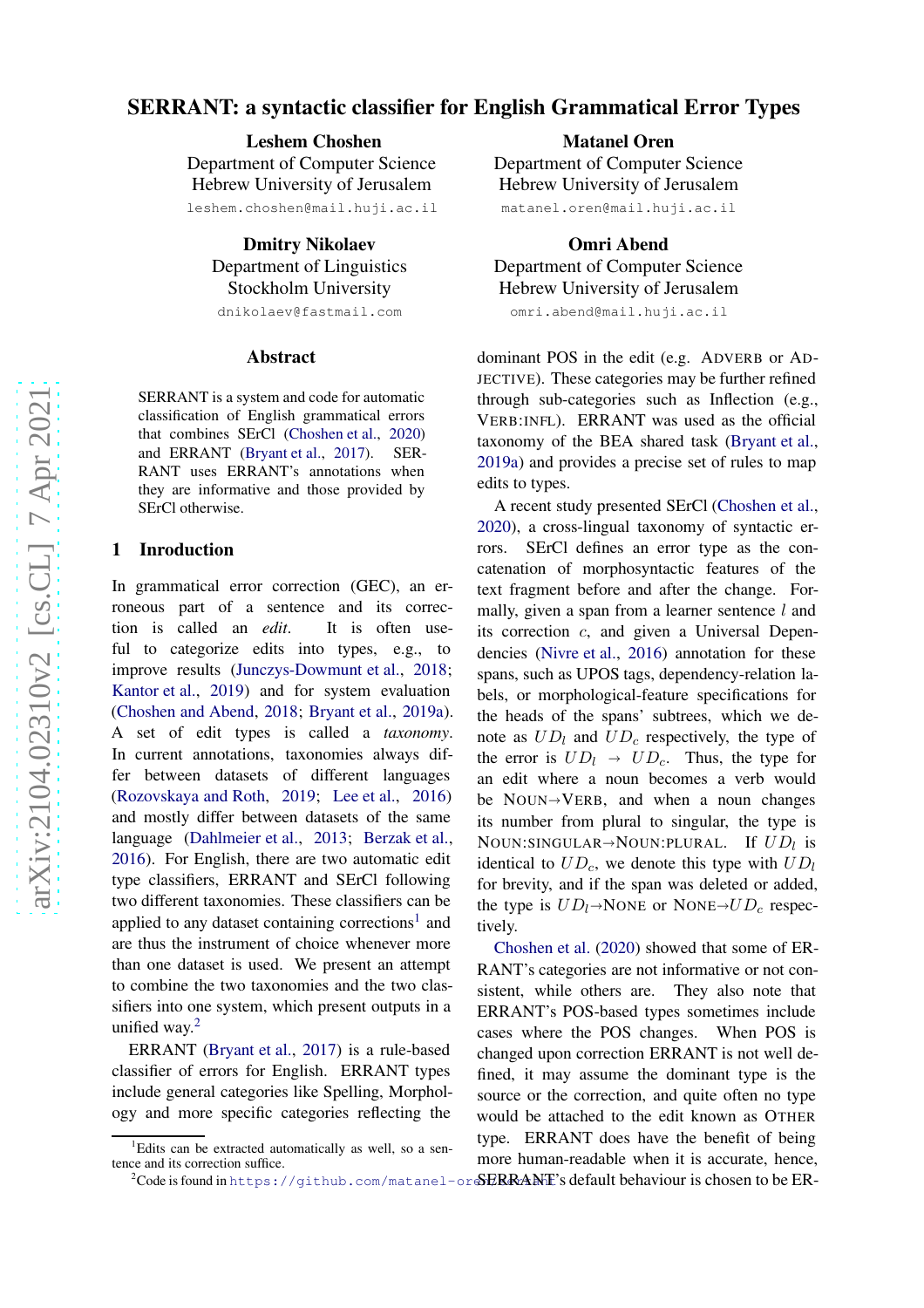# SERRANT: a syntactic classifier for English Grammatical Error Types

**Leshem Choshen**
Department of Computer Science
Hebrew University of Jerusalem
leshem.choshen@mail.huji.ac.il

**Matanel Oren**
Department of Computer Science
Hebrew University of Jerusalem
matanel.oren@mail.huji.ac.il

**Dmitry Nikolaev**
Department of Linguistics
Stockholm University
dnikolaev@fastmail.com

**Omri Abend**
Department of Computer Science
Hebrew University of Jerusalem
omri.abend@mail.huji.ac.il

## Abstract

SERRANT is a system and code for automatic classification of English grammatical errors that combines SErCl (Choshen et al., 2020) and ERRANT (Bryant et al., 2017). SERRANT uses ERRANT's annotations when they are informative and those provided by SErCl otherwise.

## 1 Introduction

In grammatical error correction (GEC), an erroneous part of a sentence and its correction is called an *edit*. It is often useful to categorize edits into types, e.g., to improve results (Junczys-Dowmunt et al., 2018; Kantor et al., 2019) and for system evaluation (Choshen and Abend, 2018; Bryant et al., 2019a). A set of edit types is called a *taxonomy*. In current annotations, taxonomies always differ between datasets of different languages (Rozovskaya and Roth, 2019; Lee et al., 2016) and mostly differ between datasets of the same language (Dahlmeier et al., 2013; Berzak et al., 2016). For English, there are two automatic edit type classifiers, ERRANT and SErCl following two different taxonomies. These classifiers can be applied to any dataset containing corrections[1] and are thus the instrument of choice whenever more than one dataset is used. We present an attempt to combine the two taxonomies and the two classifiers into one system, which present outputs in a unified way.[2]

ERRANT (Bryant et al., 2017) is a rule-based classifier of errors for English. ERRANT types include general categories like Spelling, Morphology and more specific categories reflecting the dominant POS in the edit (e.g. ADVERB or ADJECTIVE). These categories may be further refined through sub-categories such as Inflection (e.g., VERB:INFL). ERRANT was used as the official taxonomy of the BEA shared task (Bryant et al., 2019a) and provides a precise set of rules to map edits to types.

A recent study presented SErCl (Choshen et al., 2020), a cross-lingual taxonomy of syntactic errors. SErCl defines an error type as the concatenation of morphosyntactic features of the text fragment before and after the change. Formally, given a span from a learner sentence $l$ and its correction $c$, and given a Universal Dependencies (Nivre et al., 2016) annotation for these spans, such as UPOS tags, dependency-relation labels, or morphological-feature specifications for the heads of the spans' subtrees, which we denote as $UD_l$ and $UD_c$ respectively, the type of the error is $UD_l \rightarrow UD_c$. Thus, the type for an edit where a noun becomes a verb would be NOUN→VERB, and when a noun changes its number from plural to singular, the type is NOUN:SINGULAR→NOUN:PLURAL. If $UD_l$ is identical to $UD_c$, we denote this type with $UD_l$ for brevity, and if the span was deleted or added, the type is $UD_l$→NONE or NONE→$UD_c$ respectively.

Choshen et al. (2020) showed that some of ERRANT's categories are not informative or not consistent, while others are. They also note that ERRANT's POS-based types sometimes include cases where the POS changes. When POS is changed upon correction ERRANT is not well defined, it may assume the dominant type is the source or the correction, and quite often no type would be attached to the edit known as OTHER type. ERRANT does have the benefit of being more human-readable when it is accurate, hence, SERRANT's default behaviour is chosen to be ER-

[1] Edits can be extracted automatically as well, so a sentence and its correction suffice.

[2] Code is found in https://github.com/matanel-oren/serrant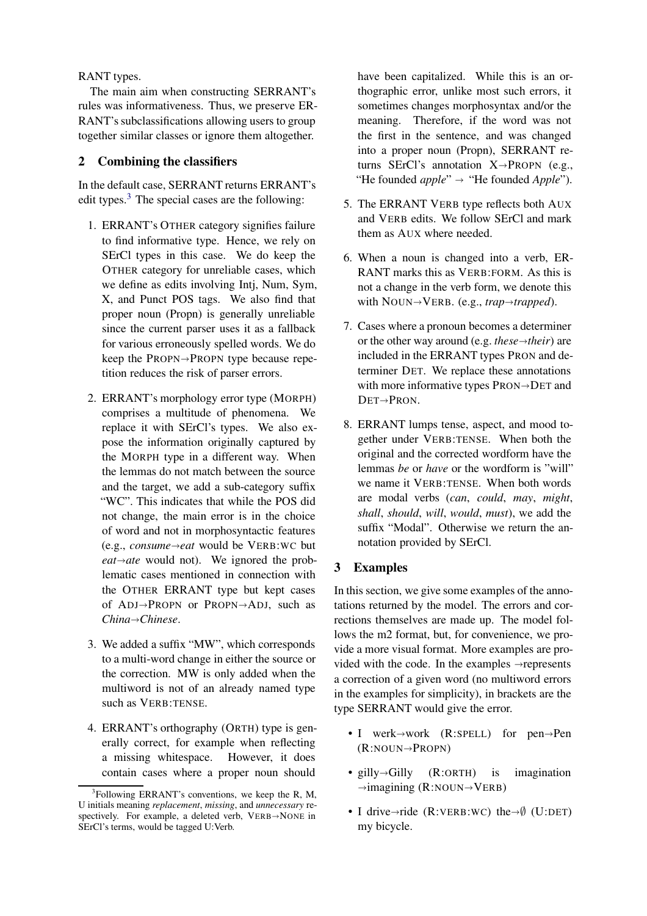RANT types.

The main aim when constructing SERRANT's rules was informativeness. Thus, we preserve ERRANT's subclassifications allowing users to group together similar classes or ignore them altogether.

## 2 Combining the classifiers

In the default case, SERRANT returns ERRANT's edit types.[3] The special cases are the following:

1. ERRANT's OTHER category signifies failure to find informative type. Hence, we rely on SErCl types in this case. We do keep the OTHER category for unreliable cases, which we define as edits involving Intj, Num, Sym, X, and Punct POS tags. We also find that proper noun (Propn) is generally unreliable since the current parser uses it as a fallback for various erroneously spelled words. We do keep the PROPN→PROPN type because repetition reduces the risk of parser errors.

2. ERRANT's morphology error type (MORPH) comprises a multitude of phenomena. We replace it with SErCl's types. We also expose the information originally captured by the MORPH type in a different way. When the lemmas do not match between the source and the target, we add a sub-category suffix "WC". This indicates that while the POS did not change, the main error is in the choice of word and not in morphosyntactic features (e.g., *consume→eat* would be VERB:WC but *eat→ate* would not). We ignored the problematic cases mentioned in connection with the OTHER ERRANT type but kept cases of ADJ→PROPN or PROPN→ADJ, such as *China→Chinese*.

3. We added a suffix "MW", which corresponds to a multi-word change in either the source or the correction. MW is only added when the multiword is not of an already named type such as VERB:TENSE.

4. ERRANT's orthography (ORTH) type is generally correct, for example when reflecting a missing whitespace. However, it does contain cases where a proper noun should have been capitalized. While this is an orthographic error, unlike most such errors, it sometimes changes morphosyntax and/or the meaning. Therefore, if the word was not the first in the sentence, and was changed into a proper noun (Propn), SERRANT returns SErCl's annotation X→PROPN (e.g., "He founded *apple*" → "He founded *Apple*").

5. The ERRANT VERB type reflects both AUX and VERB edits. We follow SErCl and mark them as AUX where needed.

6. When a noun is changed into a verb, ERRANT marks this as VERB:FORM. As this is not a change in the verb form, we denote this with NOUN→VERB. (e.g., *trap→trapped*).

7. Cases where a pronoun becomes a determiner or the other way around (e.g. *these→their*) are included in the ERRANT types PRON and determiner DET. We replace these annotations with more informative types PRON→DET and DET→PRON.

8. ERRANT lumps tense, aspect, and mood together under VERB:TENSE. When both the original and the corrected wordform have the lemmas *be* or *have* or the wordform is "will" we name it VERB:TENSE. When both words are modal verbs (*can*, *could*, *may*, *might*, *shall*, *should*, *will*, *would*, *must*), we add the suffix "Modal". Otherwise we return the annotation provided by SErCl.

## 3 Examples

In this section, we give some examples of the annotations returned by the model. The errors and corrections themselves are made up. The model follows the m2 format, but, for convenience, we provide a more visual format. More examples are provided with the code. In the examples →represents a correction of a given word (no multiword errors in the examples for simplicity), in brackets are the type SERRANT would give the error.

- I werk→work (R:SPELL) for pen→Pen (R:NOUN→PROPN)
- gilly→Gilly (R:ORTH) is imagination →imagining (R:NOUN→VERB)
- I drive→ride (R:VERB:WC) the→∅ (U:DET) my bicycle.

[3] Following ERRANT's conventions, we keep the R, M, U initials meaning *replacement*, *missing*, and *unnecessary* respectively. For example, a deleted verb, VERB→NONE in SErCl's terms, would be tagged U:Verb.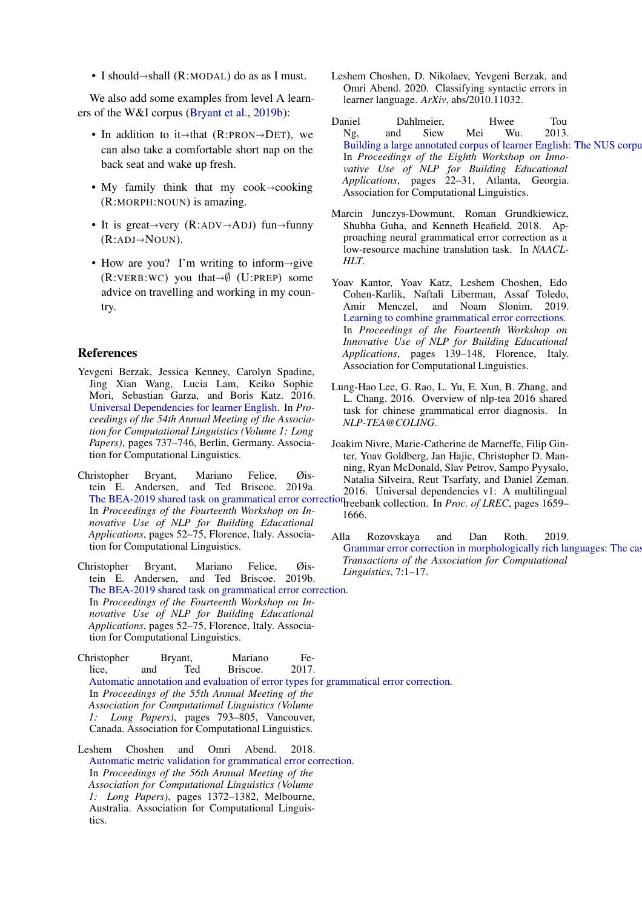- I should→shall (R:MODAL) do as as I must.

We also add some examples from level A learners of the W&I corpus (Bryant et al., 2019b):

- In addition to it→that (R:PRON→DET), we can also take a comfortable short nap on the back seat and wake up fresh.
- My family think that my cook→cooking (R:MORPH:NOUN) is amazing.
- It is great→very (R:ADV→ADJ) fun→funny (R:ADJ→NOUN).
- How are you? I'm writing to inform→give (R:VERB:WC) you that→∅ (U:PREP) some advice on travelling and working in my country.

## References

Yevgeni Berzak, Jessica Kenney, Carolyn Spadine, Jing Xian Wang, Lucia Lam, Keiko Sophie Mori, Sebastian Garza, and Boris Katz. 2016. Universal Dependencies for learner English. In *Proceedings of the 54th Annual Meeting of the Association for Computational Linguistics (Volume 1: Long Papers)*, pages 737–746, Berlin, Germany. Association for Computational Linguistics.

Christopher Bryant, Mariano Felice, Øistein E. Andersen, and Ted Briscoe. 2019a. The BEA-2019 shared task on grammatical error correction. In *Proceedings of the Fourteenth Workshop on Innovative Use of NLP for Building Educational Applications*, pages 52–75, Florence, Italy. Association for Computational Linguistics.

Christopher Bryant, Mariano Felice, Øistein E. Andersen, and Ted Briscoe. 2019b. The BEA-2019 shared task on grammatical error correction. In *Proceedings of the Fourteenth Workshop on Innovative Use of NLP for Building Educational Applications*, pages 52–75, Florence, Italy. Association for Computational Linguistics.

Christopher Bryant, Mariano Felice, and Ted Briscoe. 2017. Automatic annotation and evaluation of error types for grammatical error correction. In *Proceedings of the 55th Annual Meeting of the Association for Computational Linguistics (Volume 1: Long Papers)*, pages 793–805, Vancouver, Canada. Association for Computational Linguistics.

Leshem Choshen and Omri Abend. 2018. Automatic metric validation for grammatical error correction. In *Proceedings of the 56th Annual Meeting of the Association for Computational Linguistics (Volume 1: Long Papers)*, pages 1372–1382, Melbourne, Australia. Association for Computational Linguistics.

Leshem Choshen, D. Nikolaev, Yevgeni Berzak, and Omri Abend. 2020. Classifying syntactic errors in learner language. *ArXiv*, abs/2010.11032.

Daniel Dahlmeier, Hwee Tou Ng, and Siew Mei Wu. 2013. Building a large annotated corpus of learner English: The NUS corpu In *Proceedings of the Eighth Workshop on Innovative Use of NLP for Building Educational Applications*, pages 22–31, Atlanta, Georgia. Association for Computational Linguistics.

Marcin Junczys-Dowmunt, Roman Grundkiewicz, Shubha Guha, and Kenneth Heafield. 2018. Approaching neural grammatical error correction as a low-resource machine translation task. In *NAACL-HLT*.

Yoav Kantor, Yoav Katz, Leshem Choshen, Edo Cohen-Karlik, Naftali Liberman, Assaf Toledo, Amir Menczel, and Noam Slonim. 2019. Learning to combine grammatical error corrections. In *Proceedings of the Fourteenth Workshop on Innovative Use of NLP for Building Educational Applications*, pages 139–148, Florence, Italy. Association for Computational Linguistics.

Lung-Hao Lee, G. Rao, L. Yu, E. Xun, B. Zhang, and L. Chang. 2016. Overview of nlp-tea 2016 shared task for chinese grammatical error diagnosis. In *NLP-TEA@COLING*.

Joakim Nivre, Marie-Catherine de Marneffe, Filip Ginter, Yoav Goldberg, Jan Hajic, Christopher D. Manning, Ryan McDonald, Slav Petrov, Sampo Pyysalo, Natalia Silveira, Reut Tsarfaty, and Daniel Zeman. 2016. Universal dependencies v1: A multilingual treebank collection. In *Proc. of LREC*, pages 1659–1666.

Alla Rozovskaya and Dan Roth. 2019. Grammar error correction in morphologically rich languages: The cas *Transactions of the Association for Computational Linguistics*, 7:1–17.